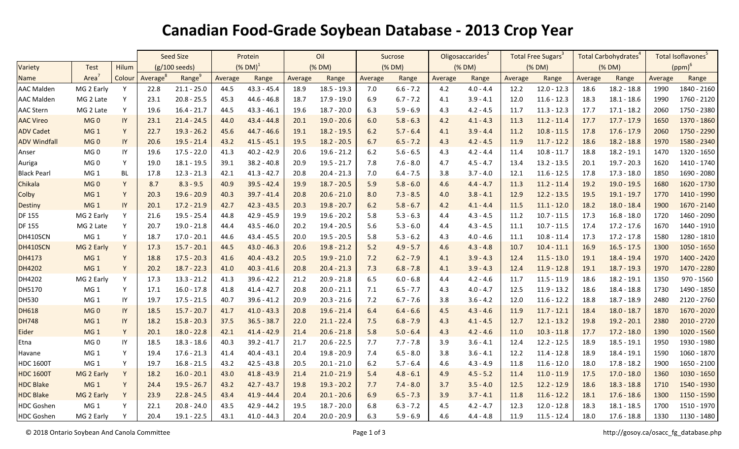# Canadian Food-Grade Soybean Database - 2013 Crop Year

| Variety Name | Test Area[7] | Hilum Colour | Seed Size (g/100 seeds) | | Protein (% DM)[1] | | Oil (% DM) | | Sucrose (% DM) | | Oligosaccarides[2] (% DM) | | Total Free Sugars[3] (% DM) | | Total Carbohydrates[4] (% DM) | | Total Isoflavones[5] (ppm)[6] | |
|---|---|---|---|---|---|---|---|---|---|---|---|---|---|---|---|---|---|---|
| | | | Average[8] | Range[9] | Average | Range | Average | Range | Average | Range | Average | Range | Average | Range | Average | Range | Average | Range |
| AAC Malden | MG 2 Early | Y | 22.8 | 21.1 - 25.0 | 44.5 | 43.3 - 45.4 | 18.9 | 18.5 - 19.3 | 7.0 | 6.6 - 7.2 | 4.2 | 4.0 - 4.4 | 12.2 | 12.0 - 12.3 | 18.6 | 18.2 - 18.8 | 1990 | 1840 - 2160 |
| AAC Malden | MG 2 Late | Y | 23.1 | 20.8 - 25.5 | 45.3 | 44.6 - 46.8 | 18.7 | 17.9 - 19.0 | 6.9 | 6.7 - 7.2 | 4.1 | 3.9 - 4.1 | 12.0 | 11.6 - 12.3 | 18.3 | 18.1 - 18.6 | 1990 | 1760 - 2120 |
| AAC Stern | MG 2 Late | Y | 19.6 | 16.4 - 21.7 | 44.5 | 43.3 - 46.1 | 19.6 | 18.7 - 20.0 | 6.3 | 5.9 - 6.9 | 4.3 | 4.2 - 4.5 | 11.7 | 11.3 - 12.3 | 17.7 | 17.1 - 18.2 | 2060 | 1750 - 2380 |
| AAC Vireo | MG 0 | IY | 23.1 | 21.4 - 24.5 | 44.0 | 43.4 - 44.8 | 20.1 | 19.0 - 20.6 | 6.0 | 5.8 - 6.3 | 4.2 | 4.1 - 4.3 | 11.3 | 11.2 - 11.4 | 17.7 | 17.7 - 17.9 | 1650 | 1370 - 1860 |
| ADV Cadet | MG 1 | Y | 22.7 | 19.3 - 26.2 | 45.6 | 44.7 - 46.6 | 19.1 | 18.2 - 19.5 | 6.2 | 5.7 - 6.4 | 4.1 | 3.9 - 4.4 | 11.2 | 10.8 - 11.5 | 17.8 | 17.6 - 17.9 | 2060 | 1750 - 2290 |
| ADV Windfall | MG 0 | IY | 20.6 | 19.5 - 21.4 | 43.2 | 41.5 - 45.1 | 19.5 | 18.2 - 20.5 | 6.7 | 6.5 - 7.2 | 4.3 | 4.2 - 4.5 | 11.9 | 11.7 - 12.2 | 18.6 | 18.2 - 18.8 | 1970 | 1580 - 2340 |
| Anser | MG 0 | IY | 19.6 | 17.5 - 22.0 | 41.3 | 40.2 - 42.9 | 20.6 | 19.6 - 21.2 | 6.2 | 5.6 - 6.5 | 4.3 | 4.2 - 4.4 | 11.4 | 10.8 - 11.7 | 18.8 | 18.2 - 19.1 | 1470 | 1320 - 1650 |
| Auriga | MG 0 | Y | 19.0 | 18.1 - 19.5 | 39.1 | 38.2 - 40.8 | 20.9 | 19.5 - 21.7 | 7.8 | 7.6 - 8.0 | 4.7 | 4.5 - 4.7 | 13.4 | 13.2 - 13.5 | 20.1 | 19.7 - 20.3 | 1620 | 1410 - 1740 |
| Black Pearl | MG 1 | BL | 17.8 | 12.3 - 21.3 | 42.1 | 41.3 - 42.7 | 20.8 | 20.4 - 21.3 | 7.0 | 6.4 - 7.5 | 3.8 | 3.7 - 4.0 | 12.1 | 11.6 - 12.5 | 17.8 | 17.3 - 18.0 | 1850 | 1690 - 2080 |
| Chikala | MG 0 | Y | 8.7 | 8.3 - 9.5 | 40.9 | 39.5 - 42.4 | 19.9 | 18.7 - 20.5 | 5.9 | 5.8 - 6.0 | 4.6 | 4.4 - 4.7 | 11.3 | 11.2 - 11.4 | 19.2 | 19.0 - 19.5 | 1680 | 1620 - 1730 |
| Colby | MG 1 | Y | 20.3 | 19.6 - 20.9 | 40.3 | 39.7 - 41.4 | 20.8 | 20.6 - 21.0 | 8.0 | 7.3 - 8.5 | 4.0 | 3.8 - 4.1 | 12.9 | 12.2 - 13.5 | 19.5 | 19.1 - 19.7 | 1770 | 1410 - 1990 |
| Destiny | MG 1 | IY | 20.1 | 17.2 - 21.9 | 42.7 | 42.3 - 43.5 | 20.3 | 19.8 - 20.7 | 6.2 | 5.8 - 6.7 | 4.2 | 4.1 - 4.4 | 11.5 | 11.1 - 12.0 | 18.2 | 18.0 - 18.4 | 1900 | 1670 - 2140 |
| DF 155 | MG 2 Early | Y | 21.6 | 19.5 - 25.4 | 44.8 | 42.9 - 45.9 | 19.9 | 19.6 - 20.2 | 5.8 | 5.3 - 6.3 | 4.4 | 4.3 - 4.5 | 11.2 | 10.7 - 11.5 | 17.3 | 16.8 - 18.0 | 1720 | 1460 - 2090 |
| DF 155 | MG 2 Late | Y | 20.7 | 19.0 - 21.8 | 44.4 | 43.5 - 46.0 | 20.2 | 19.4 - 20.5 | 5.6 | 5.3 - 6.0 | 4.4 | 4.3 - 4.5 | 11.1 | 10.7 - 11.5 | 17.4 | 17.2 - 17.6 | 1670 | 1440 - 1910 |
| DH410SCN | MG 1 | Y | 18.7 | 17.0 - 20.1 | 44.6 | 43.4 - 45.5 | 20.0 | 19.5 - 20.5 | 5.8 | 5.3 - 6.2 | 4.3 | 4.0 - 4.6 | 11.1 | 10.8 - 11.4 | 17.3 | 17.2 - 17.8 | 1580 | 1280 - 1810 |
| DH410SCN | MG 2 Early | Y | 17.3 | 15.7 - 20.1 | 44.5 | 43.0 - 46.3 | 20.6 | 19.8 - 21.2 | 5.2 | 4.9 - 5.7 | 4.6 | 4.3 - 4.8 | 10.7 | 10.4 - 11.1 | 16.9 | 16.5 - 17.5 | 1300 | 1050 - 1650 |
| DH4173 | MG 1 | Y | 18.8 | 17.5 - 20.3 | 41.6 | 40.4 - 43.2 | 20.5 | 19.9 - 21.0 | 7.2 | 6.2 - 7.9 | 4.1 | 3.9 - 4.3 | 12.4 | 11.5 - 13.0 | 19.1 | 18.4 - 19.4 | 1970 | 1400 - 2420 |
| DH4202 | MG 1 | Y | 20.2 | 18.7 - 22.3 | 41.0 | 40.3 - 41.6 | 20.8 | 20.4 - 21.3 | 7.3 | 6.8 - 7.8 | 4.1 | 3.9 - 4.3 | 12.4 | 11.9 - 12.8 | 19.1 | 18.7 - 19.3 | 1970 | 1470 - 2280 |
| DH4202 | MG 2 Early | Y | 17.3 | 13.3 - 21.2 | 41.3 | 39.6 - 42.2 | 21.2 | 20.9 - 21.8 | 6.5 | 6.0 - 6.8 | 4.4 | 4.2 - 4.6 | 11.7 | 11.5 - 11.9 | 18.6 | 18.2 - 19.1 | 1350 | 970 - 1560 |
| DH5170 | MG 1 | Y | 17.1 | 16.0 - 17.8 | 41.8 | 41.4 - 42.7 | 20.8 | 20.0 - 21.1 | 7.1 | 6.5 - 7.7 | 4.3 | 4.0 - 4.7 | 12.5 | 11.9 - 13.2 | 18.6 | 18.4 - 18.8 | 1730 | 1490 - 1850 |
| DH530 | MG 1 | IY | 19.7 | 17.5 - 21.5 | 40.7 | 39.6 - 41.2 | 20.9 | 20.3 - 21.6 | 7.2 | 6.7 - 7.6 | 3.8 | 3.6 - 4.2 | 12.0 | 11.6 - 12.2 | 18.8 | 18.7 - 18.9 | 2480 | 2120 - 2760 |
| DH618 | MG 0 | IY | 18.5 | 15.7 - 20.7 | 41.7 | 41.0 - 43.3 | 20.8 | 19.6 - 21.4 | 6.4 | 6.4 - 6.6 | 4.5 | 4.3 - 4.6 | 11.9 | 11.7 - 12.1 | 18.4 | 18.0 - 18.7 | 1870 | 1670 - 2020 |
| DH748 | MG 1 | IY | 18.2 | 15.8 - 20.3 | 37.5 | 36.5 - 38.7 | 22.0 | 21.1 - 22.4 | 7.5 | 6.8 - 7.9 | 4.3 | 4.1 - 4.5 | 12.7 | 12.1 - 13.2 | 19.8 | 19.2 - 20.1 | 2380 | 2010 - 2720 |
| Eider | MG 1 | Y | 20.1 | 18.0 - 22.8 | 42.1 | 41.4 - 42.9 | 21.4 | 20.6 - 21.8 | 5.8 | 5.0 - 6.4 | 4.3 | 4.2 - 4.6 | 11.0 | 10.3 - 11.8 | 17.7 | 17.2 - 18.0 | 1390 | 1020 - 1560 |
| Etna | MG 0 | IY | 18.5 | 18.3 - 18.6 | 40.3 | 39.2 - 41.7 | 21.7 | 20.6 - 22.5 | 7.7 | 7.7 - 7.8 | 3.9 | 3.6 - 4.1 | 12.4 | 12.2 - 12.5 | 18.9 | 18.5 - 19.1 | 1950 | 1930 - 1980 |
| Havane | MG 1 | Y | 19.4 | 17.6 - 21.3 | 41.4 | 40.4 - 43.1 | 20.4 | 19.8 - 20.9 | 7.4 | 6.5 - 8.0 | 3.8 | 3.6 - 4.1 | 12.2 | 11.4 - 12.8 | 18.9 | 18.4 - 19.1 | 1590 | 1060 - 1870 |
| HDC 1600T | MG 1 | Y | 19.7 | 16.8 - 21.5 | 43.2 | 42.5 - 43.8 | 20.5 | 20.1 - 21.0 | 6.2 | 5.7 - 6.4 | 4.6 | 4.3 - 4.9 | 11.8 | 11.6 - 12.0 | 18.0 | 17.8 - 18.2 | 1900 | 1650 - 2100 |
| HDC 1600T | MG 2 Early | Y | 18.2 | 16.0 - 20.1 | 43.0 | 41.8 - 43.9 | 21.4 | 21.0 - 21.9 | 5.4 | 4.8 - 6.1 | 4.9 | 4.5 - 5.2 | 11.4 | 11.0 - 11.9 | 17.5 | 17.0 - 18.0 | 1360 | 1030 - 1650 |
| HDC Blake | MG 1 | Y | 24.4 | 19.5 - 26.7 | 43.2 | 42.7 - 43.7 | 19.8 | 19.3 - 20.2 | 7.7 | 7.4 - 8.0 | 3.7 | 3.5 - 4.0 | 12.5 | 12.2 - 12.9 | 18.6 | 18.3 - 18.8 | 1710 | 1540 - 1930 |
| HDC Blake | MG 2 Early | Y | 23.9 | 22.8 - 24.5 | 43.4 | 41.9 - 44.4 | 20.4 | 20.1 - 20.6 | 6.9 | 6.5 - 7.3 | 3.9 | 3.7 - 4.1 | 11.8 | 11.6 - 12.2 | 18.1 | 17.6 - 18.6 | 1300 | 1150 - 1590 |
| HDC Goshen | MG 1 | Y | 22.1 | 20.8 - 24.0 | 43.5 | 42.9 - 44.2 | 19.5 | 18.7 - 20.0 | 6.8 | 6.3 - 7.2 | 4.5 | 4.2 - 4.7 | 12.3 | 12.0 - 12.8 | 18.3 | 18.1 - 18.5 | 1700 | 1510 - 1970 |
| HDC Goshen | MG 2 Early | Y | 20.4 | 19.1 - 22.5 | 43.1 | 41.0 - 44.3 | 20.4 | 20.0 - 20.9 | 6.3 | 5.9 - 6.9 | 4.6 | 4.4 - 4.8 | 11.9 | 11.5 - 12.4 | 18.0 | 17.6 - 18.8 | 1330 | 1130 - 1480 |

© 2018 Ontario Soybean And Canola Committee

http://gosoy.ca/osacc_fg_database.php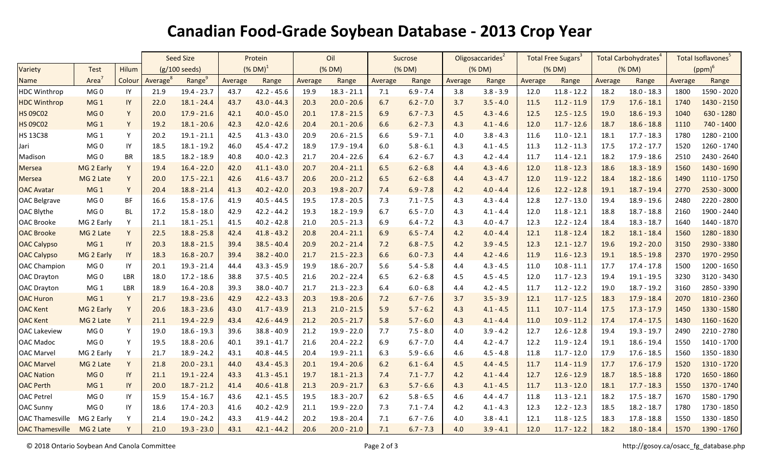# Canadian Food-Grade Soybean Database - 2013 Crop Year

| Variety | Test | Hilum | Seed Size (g/100 seeds) | | Protein (% DM)[1] | | Oil (% DM) | | Sucrose (% DM) | | Oligosaccarides[2] (% DM) | | Total Free Sugars[3] (% DM) | | Total Carbohydrates[4] (% DM) | | Total Isoflavones[5] (ppm)[6] | |
|---|---|---|---|---|---|---|---|---|---|---|---|---|---|---|---|---|---|---|
| Name | Area[7] | Colour | Average[8] | Range[9] | Average | Range | Average | Range | Average | Range | Average | Range | Average | Range | Average | Range | Average | Range |
| HDC Winthrop | MG 0 | IY | 21.9 | 19.4 - 23.7 | 43.7 | 42.2 - 45.6 | 19.9 | 18.3 - 21.1 | 7.1 | 6.9 - 7.4 | 3.8 | 3.8 - 3.9 | 12.0 | 11.8 - 12.2 | 18.2 | 18.0 - 18.3 | 1800 | 1590 - 2020 |
| HDC Winthrop | MG 1 | IY | 22.0 | 18.1 - 24.4 | 43.7 | 43.0 - 44.3 | 20.3 | 20.0 - 20.6 | 6.7 | 6.2 - 7.0 | 3.7 | 3.5 - 4.0 | 11.5 | 11.2 - 11.9 | 17.9 | 17.6 - 18.1 | 1740 | 1430 - 2150 |
| HS 09C02 | MG 0 | Y | 20.0 | 17.9 - 21.6 | 42.1 | 40.0 - 45.0 | 20.1 | 17.8 - 21.5 | 6.9 | 6.7 - 7.3 | 4.5 | 4.3 - 4.6 | 12.5 | 12.5 - 12.5 | 19.0 | 18.6 - 19.3 | 1040 | 630 - 1280 |
| HS 09C02 | MG 1 | Y | 19.2 | 18.1 - 20.6 | 42.3 | 42.0 - 42.6 | 20.4 | 20.1 - 20.6 | 6.6 | 6.2 - 7.3 | 4.3 | 4.1 - 4.6 | 12.0 | 11.7 - 12.6 | 18.7 | 18.6 - 18.8 | 1110 | 740 - 1400 |
| HS 13C38 | MG 1 | Y | 20.2 | 19.1 - 21.1 | 42.5 | 41.3 - 43.0 | 20.9 | 20.6 - 21.5 | 6.6 | 5.9 - 7.1 | 4.0 | 3.8 - 4.3 | 11.6 | 11.0 - 12.1 | 18.1 | 17.7 - 18.3 | 1780 | 1280 - 2100 |
| Jari | MG 0 | IY | 18.5 | 18.1 - 19.2 | 46.0 | 45.4 - 47.2 | 18.9 | 17.9 - 19.4 | 6.0 | 5.8 - 6.1 | 4.3 | 4.1 - 4.5 | 11.3 | 11.2 - 11.3 | 17.5 | 17.2 - 17.7 | 1520 | 1260 - 1740 |
| Madison | MG 0 | BR | 18.5 | 18.2 - 18.9 | 40.8 | 40.0 - 42.3 | 21.7 | 20.4 - 22.6 | 6.4 | 6.2 - 6.7 | 4.3 | 4.2 - 4.4 | 11.7 | 11.4 - 12.1 | 18.2 | 17.9 - 18.6 | 2510 | 2430 - 2640 |
| Mersea | MG 2 Early | Y | 19.4 | 16.4 - 22.0 | 42.0 | 41.1 - 43.0 | 20.7 | 20.4 - 21.1 | 6.5 | 6.2 - 6.8 | 4.4 | 4.3 - 4.6 | 12.0 | 11.8 - 12.3 | 18.6 | 18.3 - 18.9 | 1560 | 1430 - 1690 |
| Mersea | MG 2 Late | Y | 20.0 | 17.5 - 22.1 | 42.6 | 41.6 - 43.7 | 20.6 | 20.0 - 21.2 | 6.5 | 6.2 - 6.8 | 4.4 | 4.3 - 4.7 | 12.0 | 11.9 - 12.2 | 18.4 | 18.2 - 18.6 | 1490 | 1110 - 1750 |
| OAC Avatar | MG 1 | Y | 20.4 | 18.8 - 21.4 | 41.3 | 40.2 - 42.0 | 20.3 | 19.8 - 20.7 | 7.4 | 6.9 - 7.8 | 4.2 | 4.0 - 4.4 | 12.6 | 12.2 - 12.8 | 19.1 | 18.7 - 19.4 | 2770 | 2530 - 3000 |
| OAC Belgrave | MG 0 | BF | 16.6 | 15.8 - 17.6 | 41.9 | 40.5 - 44.5 | 19.5 | 17.8 - 20.5 | 7.3 | 7.1 - 7.5 | 4.3 | 4.3 - 4.4 | 12.8 | 12.7 - 13.0 | 19.4 | 18.9 - 19.6 | 2480 | 2220 - 2800 |
| OAC Blythe | MG 0 | BL | 17.2 | 15.8 - 18.0 | 42.9 | 42.2 - 44.2 | 19.3 | 18.2 - 19.9 | 6.7 | 6.5 - 7.0 | 4.3 | 4.1 - 4.4 | 12.0 | 11.8 - 12.1 | 18.8 | 18.7 - 18.8 | 2160 | 1900 - 2440 |
| OAC Brooke | MG 2 Early | Y | 21.1 | 18.1 - 25.1 | 41.5 | 40.2 - 42.8 | 21.0 | 20.5 - 21.3 | 6.9 | 6.4 - 7.2 | 4.3 | 4.0 - 4.7 | 12.3 | 12.2 - 12.4 | 18.4 | 18.3 - 18.7 | 1640 | 1440 - 1870 |
| OAC Brooke | MG 2 Late | Y | 22.5 | 18.8 - 25.8 | 42.4 | 41.8 - 43.2 | 20.8 | 20.4 - 21.1 | 6.9 | 6.5 - 7.4 | 4.2 | 4.0 - 4.4 | 12.1 | 11.8 - 12.4 | 18.2 | 18.1 - 18.4 | 1560 | 1280 - 1830 |
| OAC Calypso | MG 1 | IY | 20.3 | 18.8 - 21.5 | 39.4 | 38.5 - 40.4 | 20.9 | 20.2 - 21.4 | 7.2 | 6.8 - 7.5 | 4.2 | 3.9 - 4.5 | 12.3 | 12.1 - 12.7 | 19.6 | 19.2 - 20.0 | 3150 | 2930 - 3380 |
| OAC Calypso | MG 2 Early | IY | 18.3 | 16.8 - 20.7 | 39.4 | 38.2 - 40.0 | 21.7 | 21.5 - 22.3 | 6.6 | 6.0 - 7.3 | 4.4 | 4.2 - 4.6 | 11.9 | 11.6 - 12.3 | 19.1 | 18.5 - 19.8 | 2370 | 1970 - 2950 |
| OAC Champion | MG 0 | IY | 20.1 | 19.3 - 21.4 | 44.4 | 43.3 - 45.9 | 19.9 | 18.6 - 20.7 | 5.6 | 5.4 - 5.8 | 4.4 | 4.3 - 4.5 | 11.0 | 10.8 - 11.1 | 17.7 | 17.4 - 17.8 | 1500 | 1200 - 1650 |
| OAC Drayton | MG 0 | LBR | 18.0 | 17.2 - 18.6 | 38.8 | 37.5 - 40.5 | 21.6 | 20.2 - 22.4 | 6.5 | 6.2 - 6.8 | 4.5 | 4.5 - 4.5 | 12.0 | 11.7 - 12.3 | 19.4 | 19.1 - 19.5 | 3230 | 3120 - 3430 |
| OAC Drayton | MG 1 | LBR | 18.9 | 16.4 - 20.8 | 39.3 | 38.0 - 40.7 | 21.7 | 21.3 - 22.3 | 6.4 | 6.0 - 6.8 | 4.4 | 4.2 - 4.5 | 11.7 | 11.2 - 12.2 | 19.0 | 18.7 - 19.2 | 3160 | 2850 - 3390 |
| OAC Huron | MG 1 | Y | 21.7 | 19.8 - 23.6 | 42.9 | 42.2 - 43.3 | 20.3 | 19.8 - 20.6 | 7.2 | 6.7 - 7.6 | 3.7 | 3.5 - 3.9 | 12.1 | 11.7 - 12.5 | 18.3 | 17.9 - 18.4 | 2070 | 1810 - 2360 |
| OAC Kent | MG 2 Early | Y | 20.6 | 18.3 - 23.6 | 43.0 | 41.7 - 43.9 | 21.3 | 21.0 - 21.5 | 5.9 | 5.7 - 6.2 | 4.3 | 4.1 - 4.5 | 11.1 | 10.7 - 11.4 | 17.5 | 17.3 - 17.9 | 1450 | 1330 - 1580 |
| OAC Kent | MG 2 Late | Y | 21.1 | 19.4 - 22.9 | 43.4 | 42.6 - 44.9 | 21.2 | 20.5 - 21.7 | 5.8 | 5.7 - 6.0 | 4.3 | 4.1 - 4.4 | 11.0 | 10.9 - 11.2 | 17.4 | 17.4 - 17.5 | 1430 | 1160 - 1620 |
| OAC Lakeview | MG 0 | Y | 19.0 | 18.6 - 19.3 | 39.6 | 38.8 - 40.9 | 21.2 | 19.9 - 22.0 | 7.7 | 7.5 - 8.0 | 4.0 | 3.9 - 4.2 | 12.7 | 12.6 - 12.8 | 19.4 | 19.3 - 19.7 | 2490 | 2210 - 2780 |
| OAC Madoc | MG 0 | Y | 19.5 | 18.8 - 20.6 | 40.1 | 39.1 - 41.7 | 21.6 | 20.4 - 22.2 | 6.9 | 6.7 - 7.0 | 4.4 | 4.2 - 4.7 | 12.2 | 11.9 - 12.4 | 19.1 | 18.6 - 19.4 | 1550 | 1410 - 1700 |
| OAC Marvel | MG 2 Early | Y | 21.7 | 18.9 - 24.2 | 43.1 | 40.8 - 44.5 | 20.4 | 19.9 - 21.1 | 6.3 | 5.9 - 6.6 | 4.6 | 4.5 - 4.8 | 11.8 | 11.7 - 12.0 | 17.9 | 17.6 - 18.5 | 1560 | 1350 - 1830 |
| OAC Marvel | MG 2 Late | Y | 21.8 | 20.0 - 23.1 | 44.0 | 43.4 - 45.3 | 20.1 | 19.4 - 20.6 | 6.2 | 6.1 - 6.4 | 4.5 | 4.4 - 4.5 | 11.7 | 11.4 - 11.9 | 17.7 | 17.6 - 17.9 | 1520 | 1310 - 1720 |
| OAC Nation | MG 0 | IY | 21.1 | 19.1 - 22.4 | 43.3 | 41.3 - 45.1 | 19.7 | 18.1 - 21.3 | 7.4 | 7.1 - 7.7 | 4.2 | 4.1 - 4.4 | 12.7 | 12.6 - 12.9 | 18.7 | 18.5 - 18.8 | 1720 | 1650 - 1860 |
| OAC Perth | MG 1 | IY | 20.0 | 18.7 - 21.2 | 41.4 | 40.6 - 41.8 | 21.3 | 20.9 - 21.7 | 6.3 | 5.7 - 6.6 | 4.3 | 4.1 - 4.5 | 11.7 | 11.3 - 12.0 | 18.1 | 17.7 - 18.3 | 1550 | 1370 - 1740 |
| OAC Petrel | MG 0 | IY | 15.9 | 15.4 - 16.7 | 43.6 | 42.1 - 45.5 | 19.5 | 18.3 - 20.7 | 6.2 | 5.8 - 6.5 | 4.6 | 4.4 - 4.7 | 11.8 | 11.3 - 12.1 | 18.2 | 17.5 - 18.7 | 1670 | 1580 - 1790 |
| OAC Sunny | MG 0 | IY | 18.6 | 17.4 - 20.3 | 41.6 | 40.2 - 42.9 | 21.1 | 19.9 - 22.0 | 7.3 | 7.1 - 7.4 | 4.2 | 4.1 - 4.3 | 12.3 | 12.2 - 12.3 | 18.5 | 18.2 - 18.7 | 1780 | 1730 - 1850 |
| OAC Thamesville | MG 2 Early | Y | 21.4 | 19.0 - 24.2 | 43.3 | 41.9 - 44.2 | 20.2 | 19.8 - 20.4 | 7.1 | 6.7 - 7.6 | 4.0 | 3.8 - 4.1 | 12.1 | 11.8 - 12.5 | 18.3 | 17.8 - 18.8 | 1550 | 1330 - 1850 |
| OAC Thamesville | MG 2 Late | Y | 21.0 | 19.3 - 23.0 | 43.1 | 42.1 - 44.2 | 20.6 | 20.0 - 21.0 | 7.1 | 6.7 - 7.3 | 4.0 | 3.9 - 4.1 | 12.0 | 11.7 - 12.2 | 18.2 | 18.0 - 18.4 | 1570 | 1390 - 1760 |

© 2018 Ontario Soybean And Canola Committee

http://gosoy.ca/osacc_fg_database.php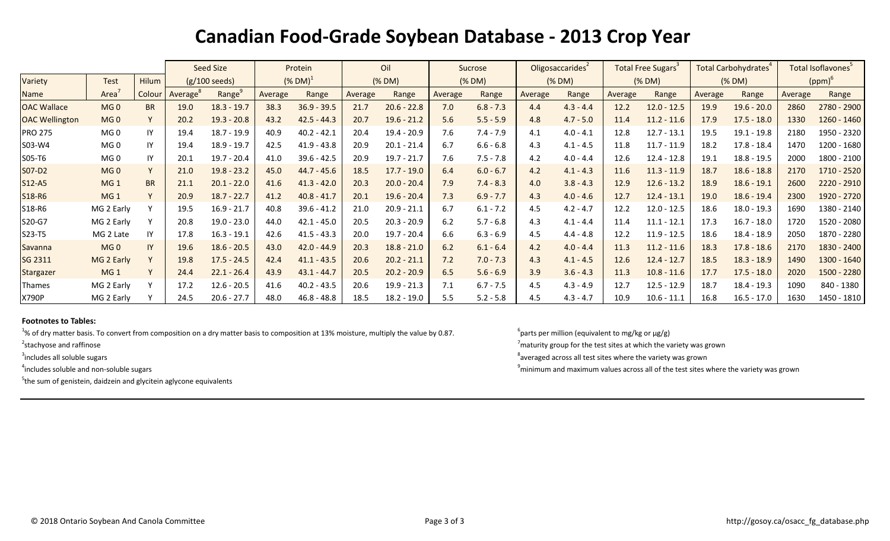# Canadian Food-Grade Soybean Database - 2013 Crop Year

| | | | Seed Size | | Protein | | Oil | | Sucrose | | Oligosaccarides[2] | | Total Free Sugars[3] | | Total Carbohydrates[4] | | Total Isoflavones[5] | |
|---|---|---|---|---|---|---|---|---|---|---|---|---|---|---|---|---|---|---|
| Variety | Test | Hilum | (g/100 seeds) | | (% DM)[1] | | (% DM) | | (% DM) | | (% DM) | | (% DM) | | (% DM) | | (ppm)[6] | |
| Name | Area[7] | Colour | Average[8] | Range[9] | Average | Range | Average | Range | Average | Range | Average | Range | Average | Range | Average | Range | Average | Range |
| OAC Wallace | MG 0 | BR | 19.0 | 18.3 - 19.7 | 38.3 | 36.9 - 39.5 | 21.7 | 20.6 - 22.8 | 7.0 | 6.8 - 7.3 | 4.4 | 4.3 - 4.4 | 12.2 | 12.0 - 12.5 | 19.9 | 19.6 - 20.0 | 2860 | 2780 - 2900 |
| OAC Wellington | MG 0 | Y | 20.2 | 19.3 - 20.8 | 43.2 | 42.5 - 44.3 | 20.7 | 19.6 - 21.2 | 5.6 | 5.5 - 5.9 | 4.8 | 4.7 - 5.0 | 11.4 | 11.2 - 11.6 | 17.9 | 17.5 - 18.0 | 1330 | 1260 - 1460 |
| PRO 275 | MG 0 | IY | 19.4 | 18.7 - 19.9 | 40.9 | 40.2 - 42.1 | 20.4 | 19.4 - 20.9 | 7.6 | 7.4 - 7.9 | 4.1 | 4.0 - 4.1 | 12.8 | 12.7 - 13.1 | 19.5 | 19.1 - 19.8 | 2180 | 1950 - 2320 |
| S03-W4 | MG 0 | IY | 19.4 | 18.9 - 19.7 | 42.5 | 41.9 - 43.8 | 20.9 | 20.1 - 21.4 | 6.7 | 6.6 - 6.8 | 4.3 | 4.1 - 4.5 | 11.8 | 11.7 - 11.9 | 18.2 | 17.8 - 18.4 | 1470 | 1200 - 1680 |
| S05-T6 | MG 0 | IY | 20.1 | 19.7 - 20.4 | 41.0 | 39.6 - 42.5 | 20.9 | 19.7 - 21.7 | 7.6 | 7.5 - 7.8 | 4.2 | 4.0 - 4.4 | 12.6 | 12.4 - 12.8 | 19.1 | 18.8 - 19.5 | 2000 | 1800 - 2100 |
| S07-D2 | MG 0 | Y | 21.0 | 19.8 - 23.2 | 45.0 | 44.7 - 45.6 | 18.5 | 17.7 - 19.0 | 6.4 | 6.0 - 6.7 | 4.2 | 4.1 - 4.3 | 11.6 | 11.3 - 11.9 | 18.7 | 18.6 - 18.8 | 2170 | 1710 - 2520 |
| S12-A5 | MG 1 | BR | 21.1 | 20.1 - 22.0 | 41.6 | 41.3 - 42.0 | 20.3 | 20.0 - 20.4 | 7.9 | 7.4 - 8.3 | 4.0 | 3.8 - 4.3 | 12.9 | 12.6 - 13.2 | 18.9 | 18.6 - 19.1 | 2600 | 2220 - 2910 |
| S18-R6 | MG 1 | Y | 20.9 | 18.7 - 22.7 | 41.2 | 40.8 - 41.7 | 20.1 | 19.6 - 20.4 | 7.3 | 6.9 - 7.7 | 4.3 | 4.0 - 4.6 | 12.7 | 12.4 - 13.1 | 19.0 | 18.6 - 19.4 | 2300 | 1920 - 2720 |
| S18-R6 | MG 2 Early | Y | 19.5 | 16.9 - 21.7 | 40.8 | 39.6 - 41.2 | 21.0 | 20.9 - 21.1 | 6.7 | 6.1 - 7.2 | 4.5 | 4.2 - 4.7 | 12.2 | 12.0 - 12.5 | 18.6 | 18.0 - 19.3 | 1690 | 1380 - 2140 |
| S20-G7 | MG 2 Early | Y | 20.8 | 19.0 - 23.0 | 44.0 | 42.1 - 45.0 | 20.5 | 20.3 - 20.9 | 6.2 | 5.7 - 6.8 | 4.3 | 4.1 - 4.4 | 11.4 | 11.1 - 12.1 | 17.3 | 16.7 - 18.0 | 1720 | 1520 - 2080 |
| S23-T5 | MG 2 Late | IY | 17.8 | 16.3 - 19.1 | 42.6 | 41.5 - 43.3 | 20.0 | 19.7 - 20.4 | 6.6 | 6.3 - 6.9 | 4.5 | 4.4 - 4.8 | 12.2 | 11.9 - 12.5 | 18.6 | 18.4 - 18.9 | 2050 | 1870 - 2280 |
| Savanna | MG 0 | IY | 19.6 | 18.6 - 20.5 | 43.0 | 42.0 - 44.9 | 20.3 | 18.8 - 21.0 | 6.2 | 6.1 - 6.4 | 4.2 | 4.0 - 4.4 | 11.3 | 11.2 - 11.6 | 18.3 | 17.8 - 18.6 | 2170 | 1830 - 2400 |
| SG 2311 | MG 2 Early | Y | 19.8 | 17.5 - 24.5 | 42.4 | 41.1 - 43.5 | 20.6 | 20.2 - 21.1 | 7.2 | 7.0 - 7.3 | 4.3 | 4.1 - 4.5 | 12.6 | 12.4 - 12.7 | 18.5 | 18.3 - 18.9 | 1490 | 1300 - 1640 |
| Stargazer | MG 1 | Y | 24.4 | 22.1 - 26.4 | 43.9 | 43.1 - 44.7 | 20.5 | 20.2 - 20.9 | 6.5 | 5.6 - 6.9 | 3.9 | 3.6 - 4.3 | 11.3 | 10.8 - 11.6 | 17.7 | 17.5 - 18.0 | 2020 | 1500 - 2280 |
| Thames | MG 2 Early | Y | 17.2 | 12.6 - 20.5 | 41.6 | 40.2 - 43.5 | 20.6 | 19.9 - 21.3 | 7.1 | 6.7 - 7.5 | 4.5 | 4.3 - 4.9 | 12.7 | 12.5 - 12.9 | 18.7 | 18.4 - 19.3 | 1090 | 840 - 1380 |
| X790P | MG 2 Early | Y | 24.5 | 20.6 - 27.7 | 48.0 | 46.8 - 48.8 | 18.5 | 18.2 - 19.0 | 5.5 | 5.2 - 5.8 | 4.5 | 4.3 - 4.7 | 10.9 | 10.6 - 11.1 | 16.8 | 16.5 - 17.0 | 1630 | 1450 - 1810 |

**Footnotes to Tables:**

[1]% of dry matter basis. To convert from composition on a dry matter basis to composition at 13% moisture, multiply the value by 0.87.

[2]stachyose and raffinose

[3]includes all soluble sugars

[4]includes soluble and non-soluble sugars

[5]the sum of genistein, daidzein and glycitein aglycone equivalents

[6]parts per million (equivalent to mg/kg or µg/g)

[7]maturity group for the test sites at which the variety was grown

[8]averaged across all test sites where the variety was grown

[9]minimum and maximum values across all of the test sites where the variety was grown

© 2018 Ontario Soybean And Canola Committee

http://gosoy.ca/osacc_fg_database.php